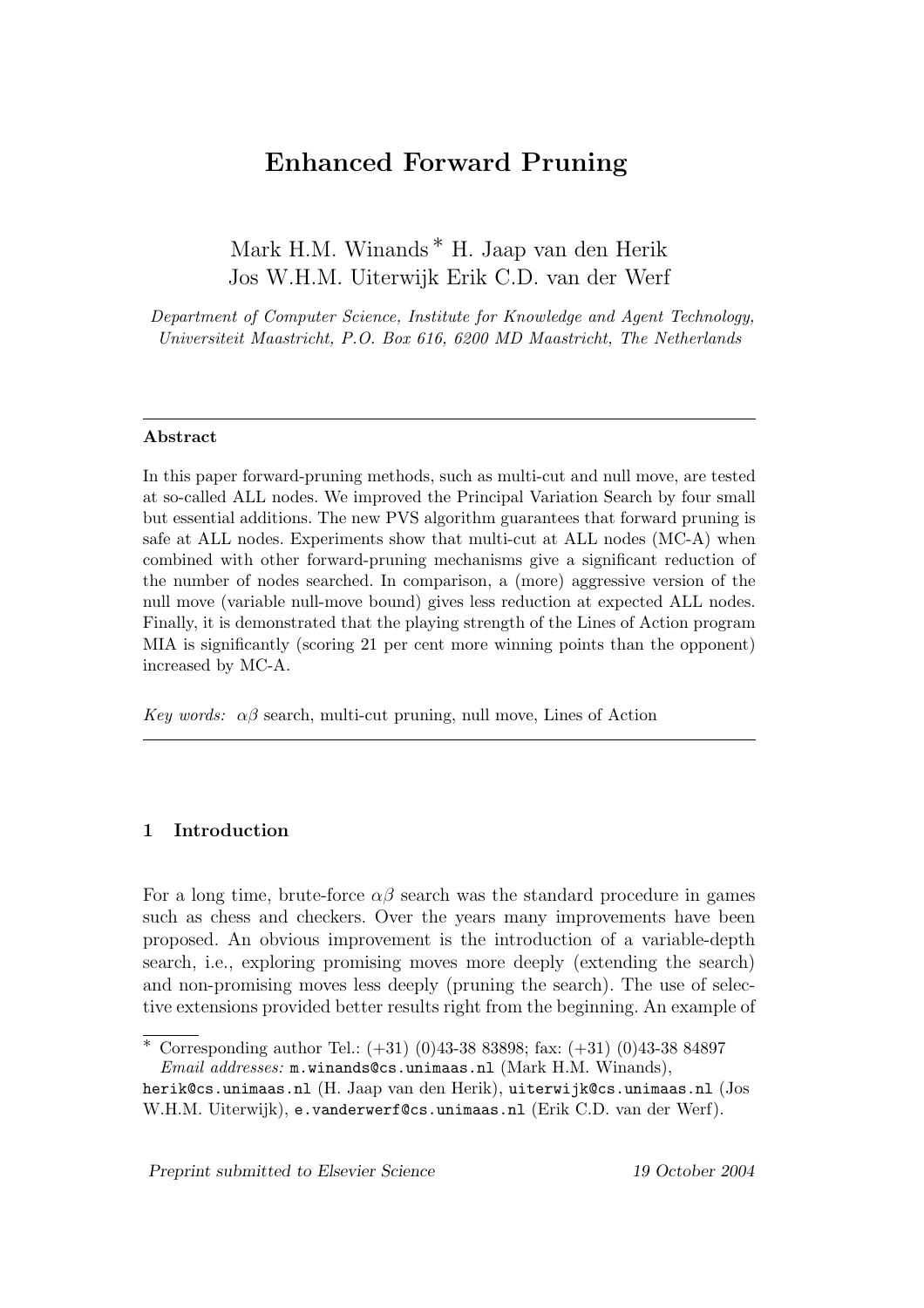# Enhanced Forward Pruning

Mark H.M. Winands [*] H. Jaap van den Herik
Jos W.H.M. Uiterwijk Erik C.D. van der Werf

*Department of Computer Science, Institute for Knowledge and Agent Technology, Universiteit Maastricht, P.O. Box 616, 6200 MD Maastricht, The Netherlands*

---

**Abstract**

In this paper forward-pruning methods, such as multi-cut and null move, are tested at so-called ALL nodes. We improved the Principal Variation Search by four small but essential additions. The new PVS algorithm guarantees that forward pruning is safe at ALL nodes. Experiments show that multi-cut at ALL nodes (MC-A) when combined with other forward-pruning mechanisms give a significant reduction of the number of nodes searched. In comparison, a (more) aggressive version of the null move (variable null-move bound) gives less reduction at expected ALL nodes. Finally, it is demonstrated that the playing strength of the Lines of Action program MIA is significantly (scoring 21 per cent more winning points than the opponent) increased by MC-A.

*Key words:* $\alpha\beta$ search, multi-cut pruning, null move, Lines of Action

---

## 1 Introduction

For a long time, brute-force $\alpha\beta$ search was the standard procedure in games such as chess and checkers. Over the years many improvements have been proposed. An obvious improvement is the introduction of a variable-depth search, i.e., exploring promising moves more deeply (extending the search) and non-promising moves less deeply (pruning the search). The use of selective extensions provided better results right from the beginning. An example of

---

[*] Corresponding author Tel.: (+31) (0)43-38 83898; fax: (+31) (0)43-38 84897
*Email addresses:* m.winands@cs.unimaas.nl (Mark H.M. Winands), herik@cs.unimaas.nl (H. Jaap van den Herik), uiterwijk@cs.unimaas.nl (Jos W.H.M. Uiterwijk), e.vanderwerf@cs.unimaas.nl (Erik C.D. van der Werf).

Preprint submitted to Elsevier Science 19 October 2004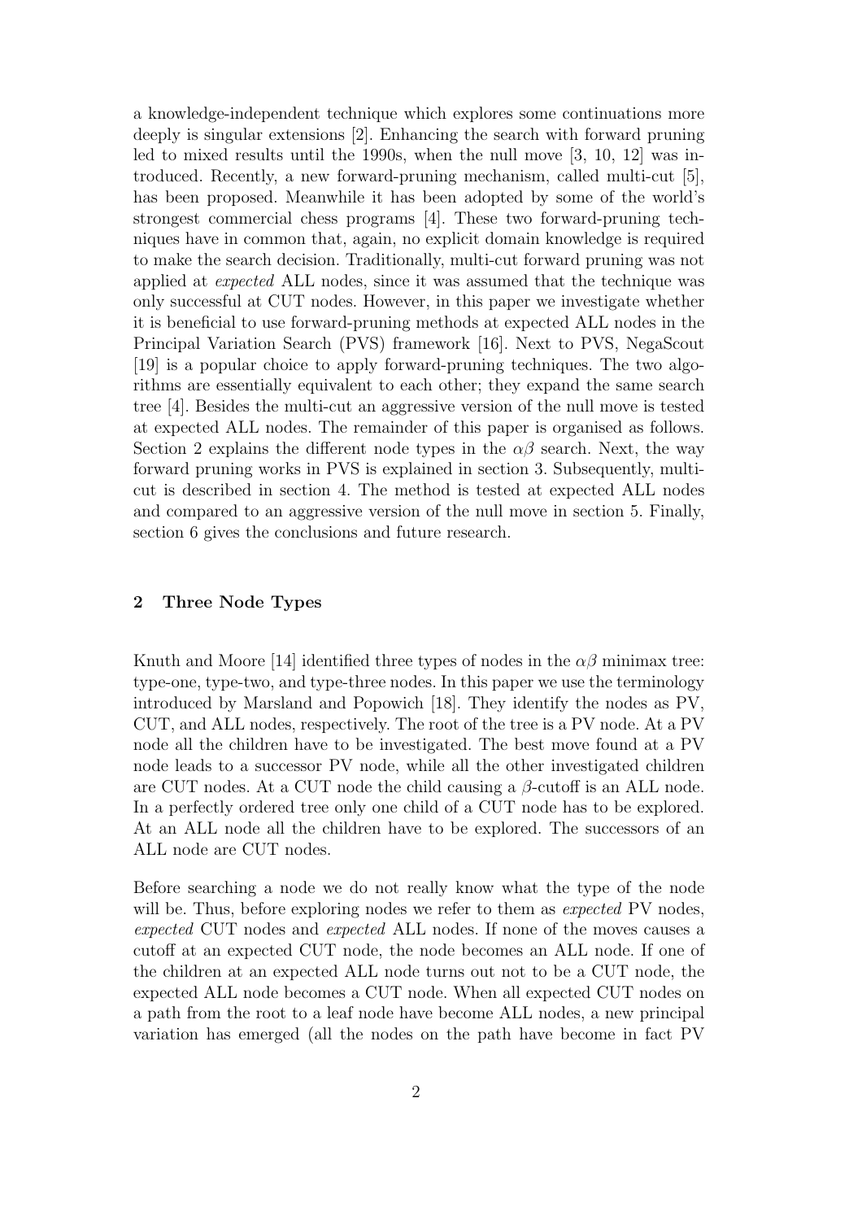a knowledge-independent technique which explores some continuations more deeply is singular extensions [2]. Enhancing the search with forward pruning led to mixed results until the 1990s, when the null move [3, 10, 12] was introduced. Recently, a new forward-pruning mechanism, called multi-cut [5], has been proposed. Meanwhile it has been adopted by some of the world's strongest commercial chess programs [4]. These two forward-pruning techniques have in common that, again, no explicit domain knowledge is required to make the search decision. Traditionally, multi-cut forward pruning was not applied at *expected* ALL nodes, since it was assumed that the technique was only successful at CUT nodes. However, in this paper we investigate whether it is beneficial to use forward-pruning methods at expected ALL nodes in the Principal Variation Search (PVS) framework [16]. Next to PVS, NegaScout [19] is a popular choice to apply forward-pruning techniques. The two algorithms are essentially equivalent to each other; they expand the same search tree [4]. Besides the multi-cut an aggressive version of the null move is tested at expected ALL nodes. The remainder of this paper is organised as follows. Section 2 explains the different node types in the $\alpha\beta$ search. Next, the way forward pruning works in PVS is explained in section 3. Subsequently, multi-cut is described in section 4. The method is tested at expected ALL nodes and compared to an aggressive version of the null move in section 5. Finally, section 6 gives the conclusions and future research.

## 2 Three Node Types

Knuth and Moore [14] identified three types of nodes in the $\alpha\beta$ minimax tree: type-one, type-two, and type-three nodes. In this paper we use the terminology introduced by Marsland and Popowich [18]. They identify the nodes as PV, CUT, and ALL nodes, respectively. The root of the tree is a PV node. At a PV node all the children have to be investigated. The best move found at a PV node leads to a successor PV node, while all the other investigated children are CUT nodes. At a CUT node the child causing a $\beta$-cutoff is an ALL node. In a perfectly ordered tree only one child of a CUT node has to be explored. At an ALL node all the children have to be explored. The successors of an ALL node are CUT nodes.

Before searching a node we do not really know what the type of the node will be. Thus, before exploring nodes we refer to them as *expected* PV nodes, *expected* CUT nodes and *expected* ALL nodes. If none of the moves causes a cutoff at an expected CUT node, the node becomes an ALL node. If one of the children at an expected ALL node turns out not to be a CUT node, the expected ALL node becomes a CUT node. When all expected CUT nodes on a path from the root to a leaf node have become ALL nodes, a new principal variation has emerged (all the nodes on the path have become in fact PV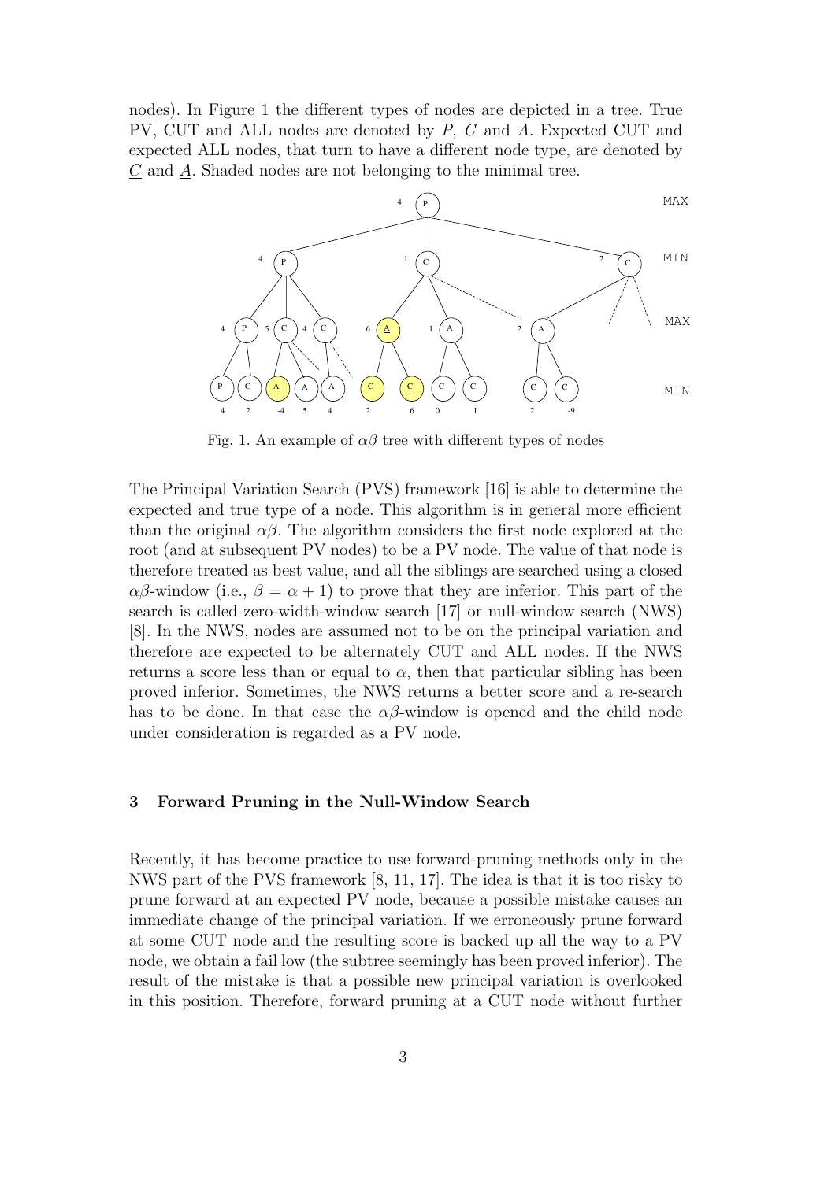nodes). In Figure 1 the different types of nodes are depicted in a tree. True PV, CUT and ALL nodes are denoted by $P$, $C$ and $A$. Expected CUT and expected ALL nodes, that turn to have a different node type, are denoted by $\underline{C}$ and $\underline{A}$. Shaded nodes are not belonging to the minimal tree.

Fig. 1. An example of $\alpha\beta$ tree with different types of nodes

The Principal Variation Search (PVS) framework [16] is able to determine the expected and true type of a node. This algorithm is in general more efficient than the original $\alpha\beta$. The algorithm considers the first node explored at the root (and at subsequent PV nodes) to be a PV node. The value of that node is therefore treated as best value, and all the siblings are searched using a closed $\alpha\beta$-window (i.e., $\beta = \alpha + 1$) to prove that they are inferior. This part of the search is called zero-width-window search [17] or null-window search (NWS) [8]. In the NWS, nodes are assumed not to be on the principal variation and therefore are expected to be alternately CUT and ALL nodes. If the NWS returns a score less than or equal to $\alpha$, then that particular sibling has been proved inferior. Sometimes, the NWS returns a better score and a re-search has to be done. In that case the $\alpha\beta$-window is opened and the child node under consideration is regarded as a PV node.

## 3 Forward Pruning in the Null-Window Search

Recently, it has become practice to use forward-pruning methods only in the NWS part of the PVS framework [8, 11, 17]. The idea is that it is too risky to prune forward at an expected PV node, because a possible mistake causes an immediate change of the principal variation. If we erroneously prune forward at some CUT node and the resulting score is backed up all the way to a PV node, we obtain a fail low (the subtree seemingly has been proved inferior). The result of the mistake is that a possible new principal variation is overlooked in this position. Therefore, forward pruning at a CUT node without further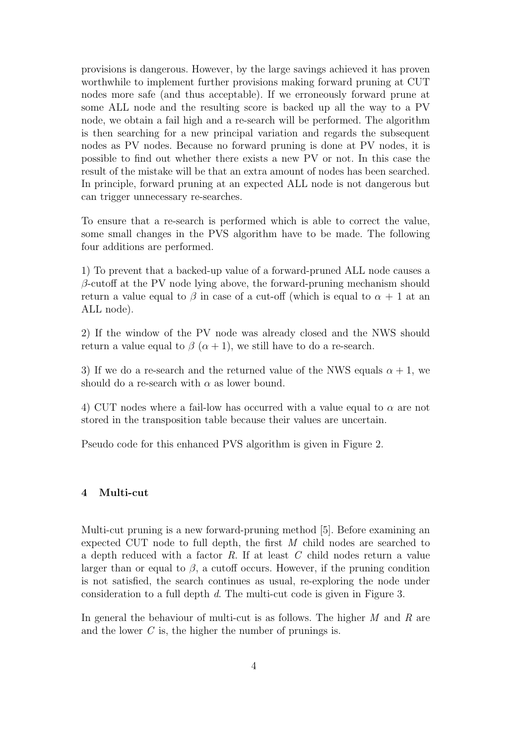provisions is dangerous. However, by the large savings achieved it has proven worthwhile to implement further provisions making forward pruning at CUT nodes more safe (and thus acceptable). If we erroneously forward prune at some ALL node and the resulting score is backed up all the way to a PV node, we obtain a fail high and a re-search will be performed. The algorithm is then searching for a new principal variation and regards the subsequent nodes as PV nodes. Because no forward pruning is done at PV nodes, it is possible to find out whether there exists a new PV or not. In this case the result of the mistake will be that an extra amount of nodes has been searched. In principle, forward pruning at an expected ALL node is not dangerous but can trigger unnecessary re-searches.

To ensure that a re-search is performed which is able to correct the value, some small changes in the PVS algorithm have to be made. The following four additions are performed.

1) To prevent that a backed-up value of a forward-pruned ALL node causes a $\beta$-cutoff at the PV node lying above, the forward-pruning mechanism should return a value equal to $\beta$ in case of a cut-off (which is equal to $\alpha + 1$ at an ALL node).

2) If the window of the PV node was already closed and the NWS should return a value equal to $\beta$ $(\alpha + 1)$, we still have to do a re-search.

3) If we do a re-search and the returned value of the NWS equals $\alpha + 1$, we should do a re-search with $\alpha$ as lower bound.

4) CUT nodes where a fail-low has occurred with a value equal to $\alpha$ are not stored in the transposition table because their values are uncertain.

Pseudo code for this enhanced PVS algorithm is given in Figure 2.

## 4 Multi-cut

Multi-cut pruning is a new forward-pruning method [5]. Before examining an expected CUT node to full depth, the first $M$ child nodes are searched to a depth reduced with a factor $R$. If at least $C$ child nodes return a value larger than or equal to $\beta$, a cutoff occurs. However, if the pruning condition is not satisfied, the search continues as usual, re-exploring the node under consideration to a full depth $d$. The multi-cut code is given in Figure 3.

In general the behaviour of multi-cut is as follows. The higher $M$ and $R$ are and the lower $C$ is, the higher the number of prunings is.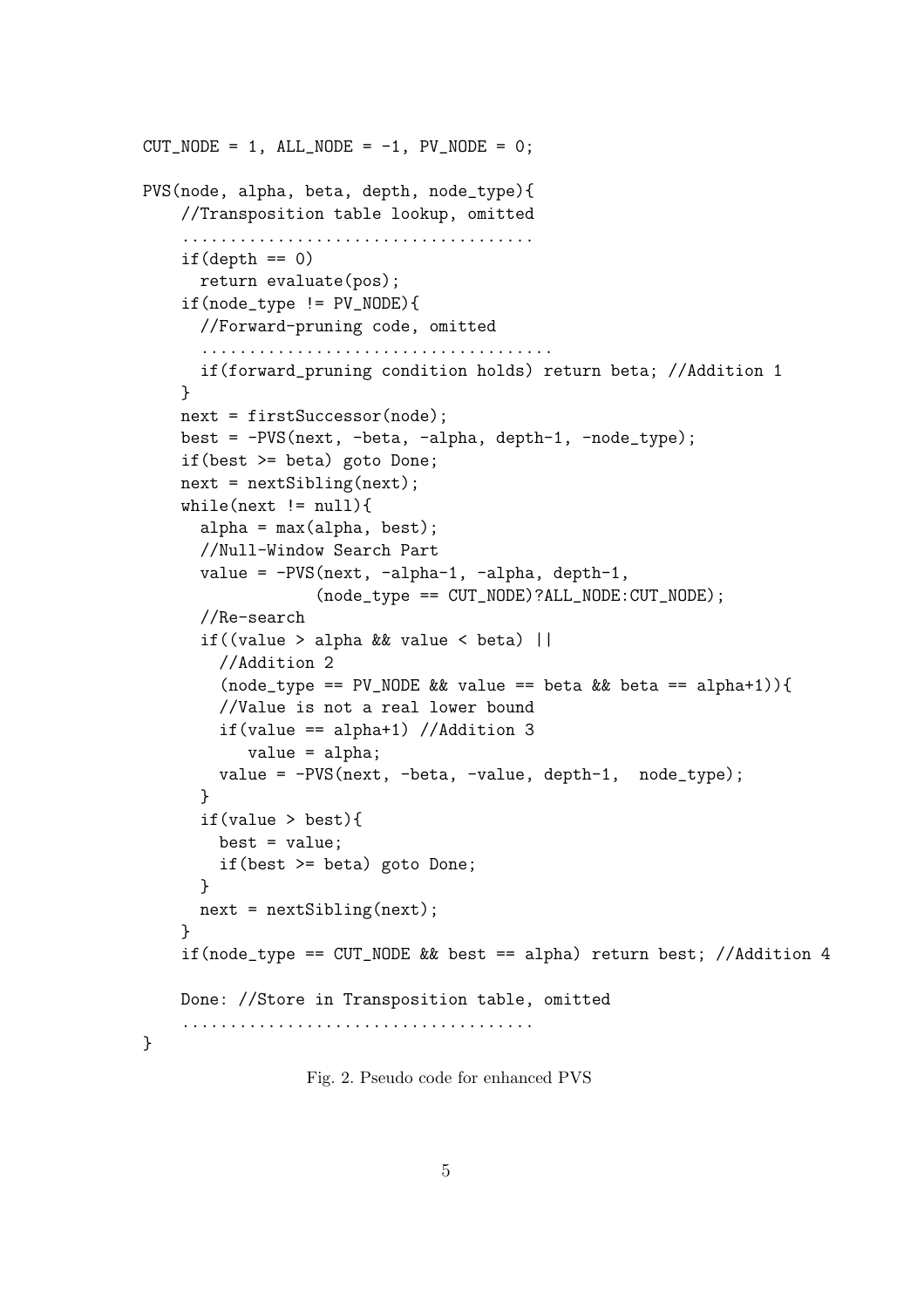```
CUT_NODE = 1, ALL_NODE = -1, PV_NODE = 0;

PVS(node, alpha, beta, depth, node_type){
    //Transposition table lookup, omitted
    ....................................
    if(depth == 0)
      return evaluate(pos);
    if(node_type != PV_NODE){
      //Forward-pruning code, omitted
      ....................................
      if(forward_pruning condition holds) return beta; //Addition 1
    }
    next = firstSuccessor(node);
    best = -PVS(next, -beta, -alpha, depth-1, -node_type);
    if(best >= beta) goto Done;
    next = nextSibling(next);
    while(next != null){
      alpha = max(alpha, best);
      //Null-Window Search Part
      value = -PVS(next, -alpha-1, -alpha, depth-1,
                  (node_type == CUT_NODE)?ALL_NODE:CUT_NODE);
      //Re-search
      if((value > alpha && value < beta) ||
        //Addition 2
        (node_type == PV_NODE && value == beta && beta == alpha+1)){
        //Value is not a real lower bound
        if(value == alpha+1) //Addition 3
           value = alpha;
        value = -PVS(next, -beta, -value, depth-1,  node_type);
      }
      if(value > best){
        best = value;
        if(best >= beta) goto Done;
      }
      next = nextSibling(next);
    }
    if(node_type == CUT_NODE && best == alpha) return best; //Addition 4

    Done: //Store in Transposition table, omitted
    ....................................
}
```

Fig. 2. Pseudo code for enhanced PVS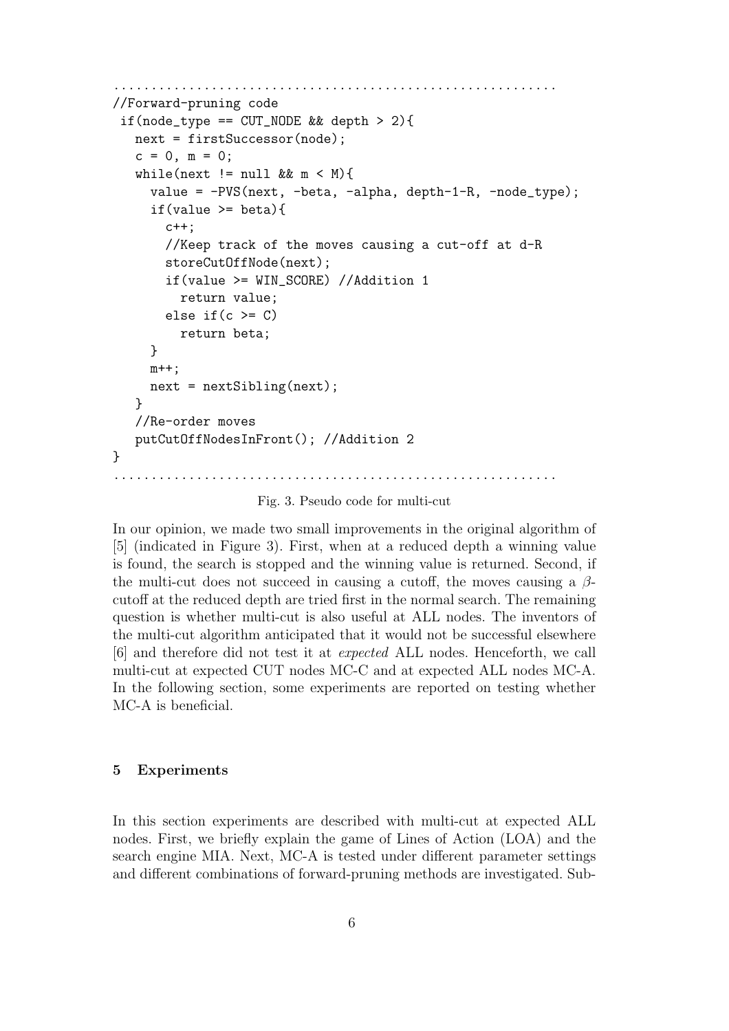```
..........................................................
//Forward-pruning code
 if(node_type == CUT_NODE && depth > 2){
   next = firstSuccessor(node);
   c = 0, m = 0;
   while(next != null && m < M){
     value = -PVS(next, -beta, -alpha, depth-1-R, -node_type);
     if(value >= beta){
       c++;
       //Keep track of the moves causing a cut-off at d-R
       storeCutOffNode(next);
       if(value >= WIN_SCORE) //Addition 1
         return value;
       else if(c >= C)
         return beta;
     }
     m++;
     next = nextSibling(next);
   }
   //Re-order moves
   putCutOffNodesInFront(); //Addition 2
}
..........................................................
```

Fig. 3. Pseudo code for multi-cut

In our opinion, we made two small improvements in the original algorithm of [5] (indicated in Figure 3). First, when at a reduced depth a winning value is found, the search is stopped and the winning value is returned. Second, if the multi-cut does not succeed in causing a cutoff, the moves causing a $\beta$-cutoff at the reduced depth are tried first in the normal search. The remaining question is whether multi-cut is also useful at ALL nodes. The inventors of the multi-cut algorithm anticipated that it would not be successful elsewhere [6] and therefore did not test it at *expected* ALL nodes. Henceforth, we call multi-cut at expected CUT nodes MC-C and at expected ALL nodes MC-A. In the following section, some experiments are reported on testing whether MC-A is beneficial.

## 5 Experiments

In this section experiments are described with multi-cut at expected ALL nodes. First, we briefly explain the game of Lines of Action (LOA) and the search engine MIA. Next, MC-A is tested under different parameter settings and different combinations of forward-pruning methods are investigated. Sub-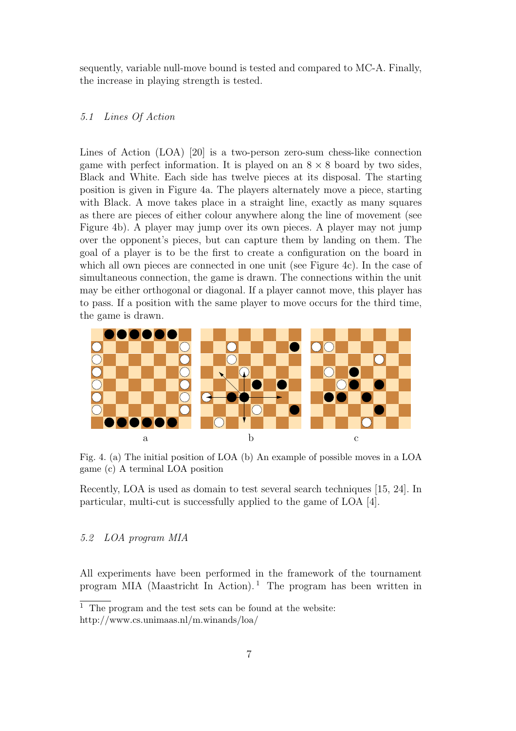sequently, variable null-move bound is tested and compared to MC-A. Finally, the increase in playing strength is tested.

### *5.1 Lines Of Action*

Lines of Action (LOA) [20] is a two-person zero-sum chess-like connection game with perfect information. It is played on an $8 \times 8$ board by two sides, Black and White. Each side has twelve pieces at its disposal. The starting position is given in Figure 4a. The players alternately move a piece, starting with Black. A move takes place in a straight line, exactly as many squares as there are pieces of either colour anywhere along the line of movement (see Figure 4b). A player may jump over its own pieces. A player may not jump over the opponent's pieces, but can capture them by landing on them. The goal of a player is to be the first to create a configuration on the board in which all own pieces are connected in one unit (see Figure 4c). In the case of simultaneous connection, the game is drawn. The connections within the unit may be either orthogonal or diagonal. If a player cannot move, this player has to pass. If a position with the same player to move occurs for the third time, the game is drawn.

Fig. 4. (a) The initial position of LOA (b) An example of possible moves in a LOA game (c) A terminal LOA position

Recently, LOA is used as domain to test several search techniques [15, 24]. In particular, multi-cut is successfully applied to the game of LOA [4].

### *5.2 LOA program MIA*

All experiments have been performed in the framework of the tournament program MIA (Maastricht In Action).[1] The program has been written in

[1] The program and the test sets can be found at the website: http://www.cs.unimaas.nl/m.winands/loa/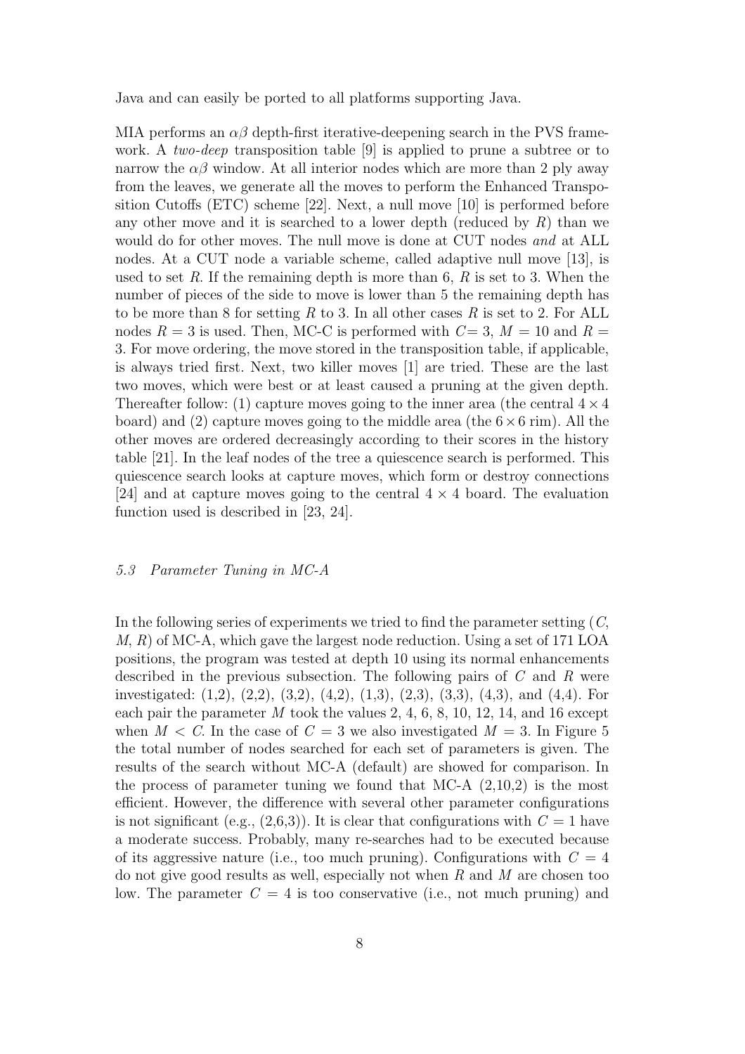Java and can easily be ported to all platforms supporting Java.

MIA performs an $\alpha\beta$ depth-first iterative-deepening search in the PVS framework. A *two-deep* transposition table [9] is applied to prune a subtree or to narrow the $\alpha\beta$ window. At all interior nodes which are more than 2 ply away from the leaves, we generate all the moves to perform the Enhanced Transposition Cutoffs (ETC) scheme [22]. Next, a null move [10] is performed before any other move and it is searched to a lower depth (reduced by $R$) than we would do for other moves. The null move is done at CUT nodes *and* at ALL nodes. At a CUT node a variable scheme, called adaptive null move [13], is used to set $R$. If the remaining depth is more than 6, $R$ is set to 3. When the number of pieces of the side to move is lower than 5 the remaining depth has to be more than 8 for setting $R$ to 3. In all other cases $R$ is set to 2. For ALL nodes $R = 3$ is used. Then, MC-C is performed with $C = 3$, $M = 10$ and $R = 3$. For move ordering, the move stored in the transposition table, if applicable, is always tried first. Next, two killer moves [1] are tried. These are the last two moves, which were best or at least caused a pruning at the given depth. Thereafter follow: (1) capture moves going to the inner area (the central $4 \times 4$ board) and (2) capture moves going to the middle area (the $6 \times 6$ rim). All the other moves are ordered decreasingly according to their scores in the history table [21]. In the leaf nodes of the tree a quiescence search is performed. This quiescence search looks at capture moves, which form or destroy connections [24] and at capture moves going to the central $4 \times 4$ board. The evaluation function used is described in [23, 24].

### *5.3 Parameter Tuning in MC-A*

In the following series of experiments we tried to find the parameter setting ($C$, $M$, $R$) of MC-A, which gave the largest node reduction. Using a set of 171 LOA positions, the program was tested at depth 10 using its normal enhancements described in the previous subsection. The following pairs of $C$ and $R$ were investigated: (1,2), (2,2), (3,2), (4,2), (1,3), (2,3), (3,3), (4,3), and (4,4). For each pair the parameter $M$ took the values 2, 4, 6, 8, 10, 12, 14, and 16 except when $M < C$. In the case of $C = 3$ we also investigated $M = 3$. In Figure 5 the total number of nodes searched for each set of parameters is given. The results of the search without MC-A (default) are showed for comparison. In the process of parameter tuning we found that MC-A (2,10,2) is the most efficient. However, the difference with several other parameter configurations is not significant (e.g., (2,6,3)). It is clear that configurations with $C = 1$ have a moderate success. Probably, many re-searches had to be executed because of its aggressive nature (i.e., too much pruning). Configurations with $C = 4$ do not give good results as well, especially not when $R$ and $M$ are chosen too low. The parameter $C = 4$ is too conservative (i.e., not much pruning) and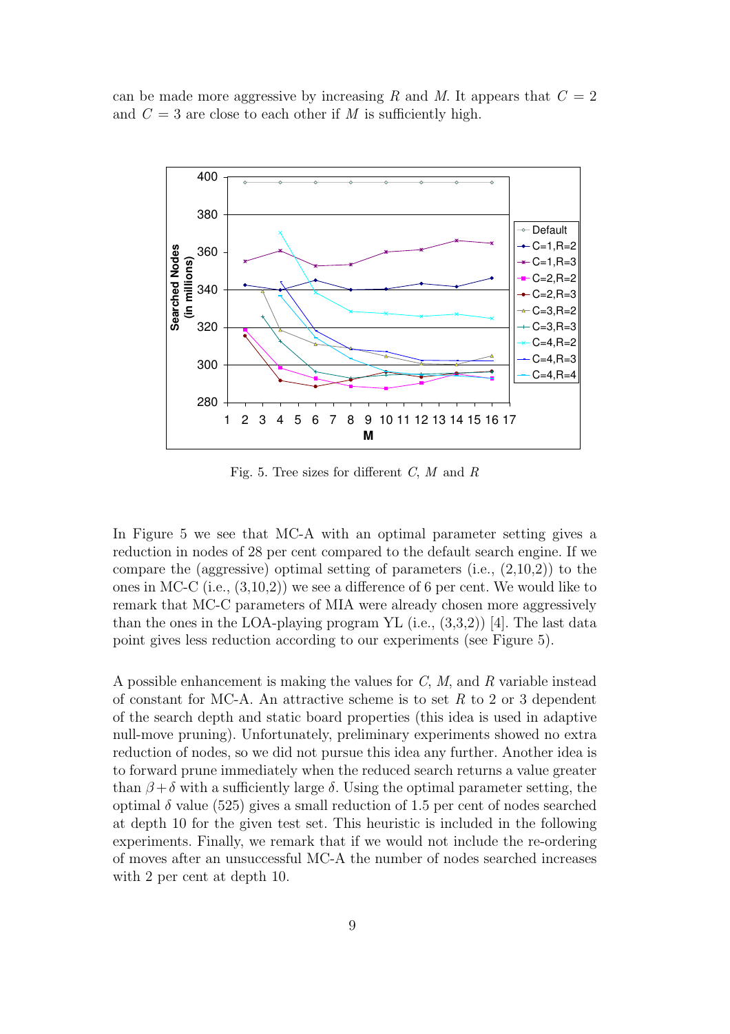can be made more aggressive by increasing $R$ and $M$. It appears that $C = 2$ and $C = 3$ are close to each other if $M$ is sufficiently high.

Fig. 5. Tree sizes for different $C$, $M$ and $R$

In Figure 5 we see that MC-A with an optimal parameter setting gives a reduction in nodes of 28 per cent compared to the default search engine. If we compare the (aggressive) optimal setting of parameters (i.e., (2,10,2)) to the ones in MC-C (i.e., (3,10,2)) we see a difference of 6 per cent. We would like to remark that MC-C parameters of MIA were already chosen more aggressively than the ones in the LOA-playing program YL (i.e., (3,3,2)) [4]. The last data point gives less reduction according to our experiments (see Figure 5).

A possible enhancement is making the values for $C$, $M$, and $R$ variable instead of constant for MC-A. An attractive scheme is to set $R$ to 2 or 3 dependent of the search depth and static board properties (this idea is used in adaptive null-move pruning). Unfortunately, preliminary experiments showed no extra reduction of nodes, so we did not pursue this idea any further. Another idea is to forward prune immediately when the reduced search returns a value greater than $\beta + \delta$ with a sufficiently large $\delta$. Using the optimal parameter setting, the optimal $\delta$ value (525) gives a small reduction of 1.5 per cent of nodes searched at depth 10 for the given test set. This heuristic is included in the following experiments. Finally, we remark that if we would not include the re-ordering of moves after an unsuccessful MC-A the number of nodes searched increases with 2 per cent at depth 10.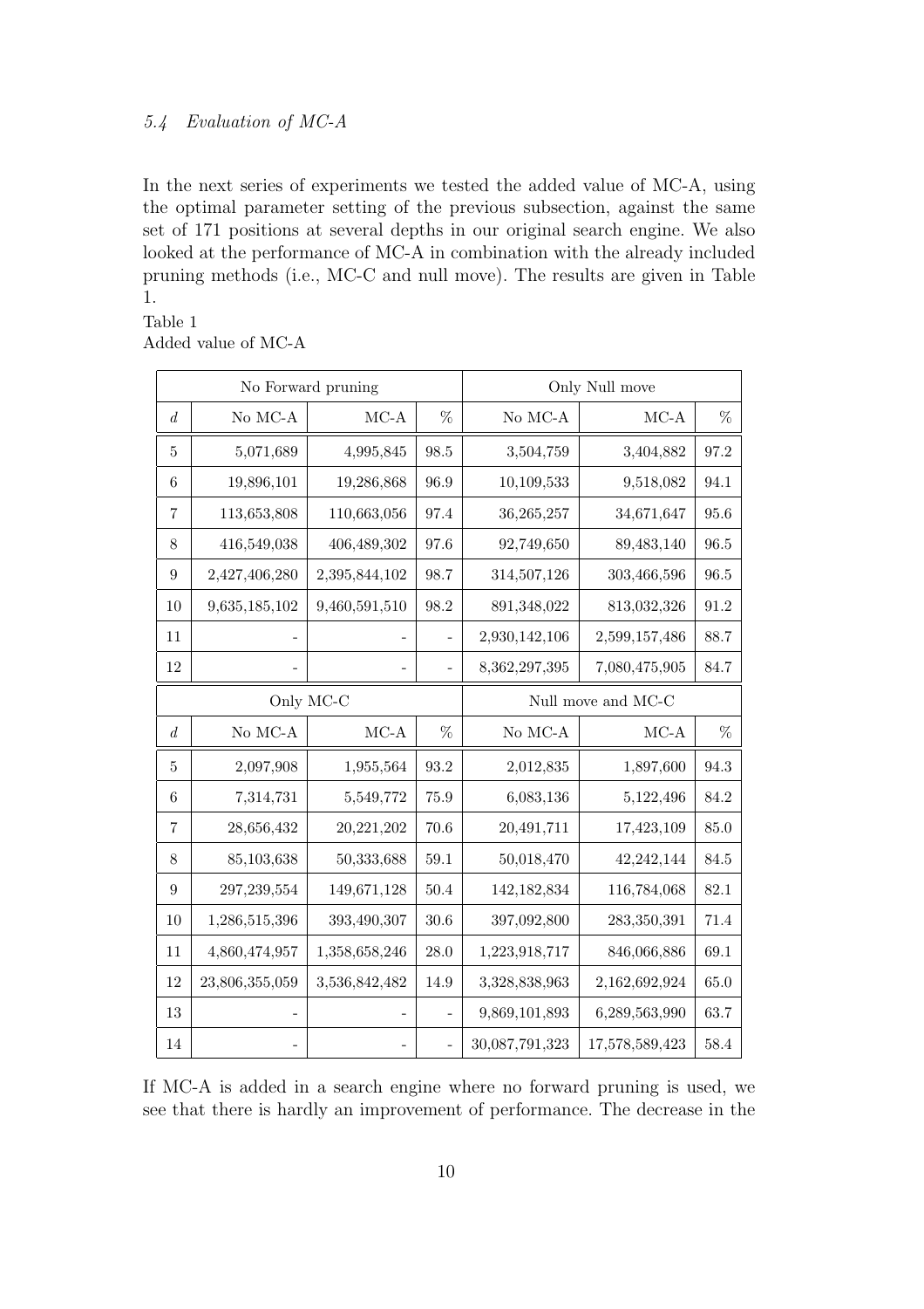### *5.4 Evaluation of MC-A*

In the next series of experiments we tested the added value of MC-A, using the optimal parameter setting of the previous subsection, against the same set of 171 positions at several depths in our original search engine. We also looked at the performance of MC-A in combination with the already included pruning methods (i.e., MC-C and null move). The results are given in Table 1.

Table 1
Added value of MC-A

| No Forward pruning | | | | Only Null move | | |
|---|---|---|---|---|---|---|
| $d$ | No MC-A | MC-A | % | No MC-A | MC-A | % |
| 5 | 5,071,689 | 4,995,845 | 98.5 | 3,504,759 | 3,404,882 | 97.2 |
| 6 | 19,896,101 | 19,286,868 | 96.9 | 10,109,533 | 9,518,082 | 94.1 |
| 7 | 113,653,808 | 110,663,056 | 97.4 | 36,265,257 | 34,671,647 | 95.6 |
| 8 | 416,549,038 | 406,489,302 | 97.6 | 92,749,650 | 89,483,140 | 96.5 |
| 9 | 2,427,406,280 | 2,395,844,102 | 98.7 | 314,507,126 | 303,466,596 | 96.5 |
| 10 | 9,635,185,102 | 9,460,591,510 | 98.2 | 891,348,022 | 813,032,326 | 91.2 |
| 11 | - | - | - | 2,930,142,106 | 2,599,157,486 | 88.7 |
| 12 | - | - | - | 8,362,297,395 | 7,080,475,905 | 84.7 |
| **Only MC-C** | | | | **Null move and MC-C** | | |
| $d$ | No MC-A | MC-A | % | No MC-A | MC-A | % |
| 5 | 2,097,908 | 1,955,564 | 93.2 | 2,012,835 | 1,897,600 | 94.3 |
| 6 | 7,314,731 | 5,549,772 | 75.9 | 6,083,136 | 5,122,496 | 84.2 |
| 7 | 28,656,432 | 20,221,202 | 70.6 | 20,491,711 | 17,423,109 | 85.0 |
| 8 | 85,103,638 | 50,333,688 | 59.1 | 50,018,470 | 42,242,144 | 84.5 |
| 9 | 297,239,554 | 149,671,128 | 50.4 | 142,182,834 | 116,784,068 | 82.1 |
| 10 | 1,286,515,396 | 393,490,307 | 30.6 | 397,092,800 | 283,350,391 | 71.4 |
| 11 | 4,860,474,957 | 1,358,658,246 | 28.0 | 1,223,918,717 | 846,066,886 | 69.1 |
| 12 | 23,806,355,059 | 3,536,842,482 | 14.9 | 3,328,838,963 | 2,162,692,924 | 65.0 |
| 13 | - | - | - | 9,869,101,893 | 6,289,563,990 | 63.7 |
| 14 | - | - | - | 30,087,791,323 | 17,578,589,423 | 58.4 |

If MC-A is added in a search engine where no forward pruning is used, we see that there is hardly an improvement of performance. The decrease in the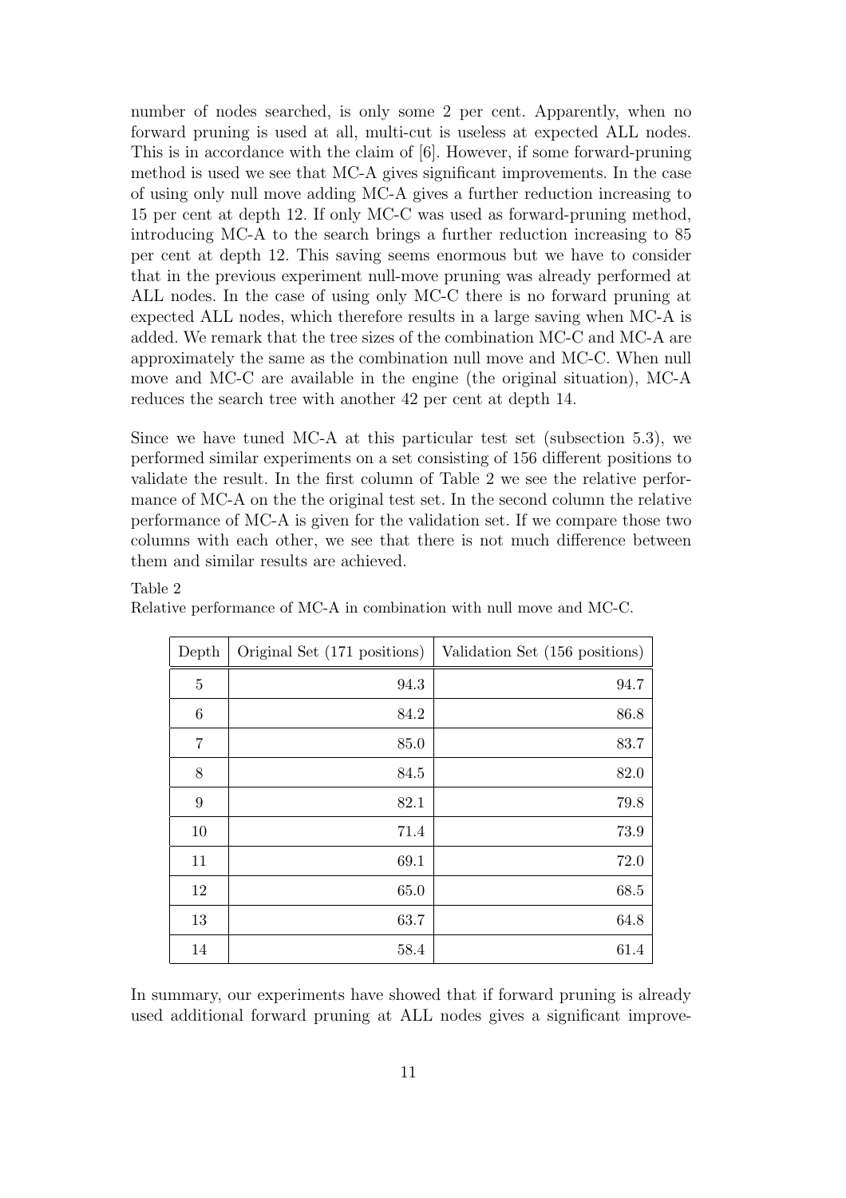number of nodes searched, is only some 2 per cent. Apparently, when no forward pruning is used at all, multi-cut is useless at expected ALL nodes. This is in accordance with the claim of [6]. However, if some forward-pruning method is used we see that MC-A gives significant improvements. In the case of using only null move adding MC-A gives a further reduction increasing to 15 per cent at depth 12. If only MC-C was used as forward-pruning method, introducing MC-A to the search brings a further reduction increasing to 85 per cent at depth 12. This saving seems enormous but we have to consider that in the previous experiment null-move pruning was already performed at ALL nodes. In the case of using only MC-C there is no forward pruning at expected ALL nodes, which therefore results in a large saving when MC-A is added. We remark that the tree sizes of the combination MC-C and MC-A are approximately the same as the combination null move and MC-C. When null move and MC-C are available in the engine (the original situation), MC-A reduces the search tree with another 42 per cent at depth 14.

Since we have tuned MC-A at this particular test set (subsection 5.3), we performed similar experiments on a set consisting of 156 different positions to validate the result. In the first column of Table 2 we see the relative performance of MC-A on the the original test set. In the second column the relative performance of MC-A is given for the validation set. If we compare those two columns with each other, we see that there is not much difference between them and similar results are achieved.

Table 2

Relative performance of MC-A in combination with null move and MC-C.

| Depth | Original Set (171 positions) | Validation Set (156 positions) |
|---|---|---|
| 5 | 94.3 | 94.7 |
| 6 | 84.2 | 86.8 |
| 7 | 85.0 | 83.7 |
| 8 | 84.5 | 82.0 |
| 9 | 82.1 | 79.8 |
| 10 | 71.4 | 73.9 |
| 11 | 69.1 | 72.0 |
| 12 | 65.0 | 68.5 |
| 13 | 63.7 | 64.8 |
| 14 | 58.4 | 61.4 |

In summary, our experiments have showed that if forward pruning is already used additional forward pruning at ALL nodes gives a significant improve-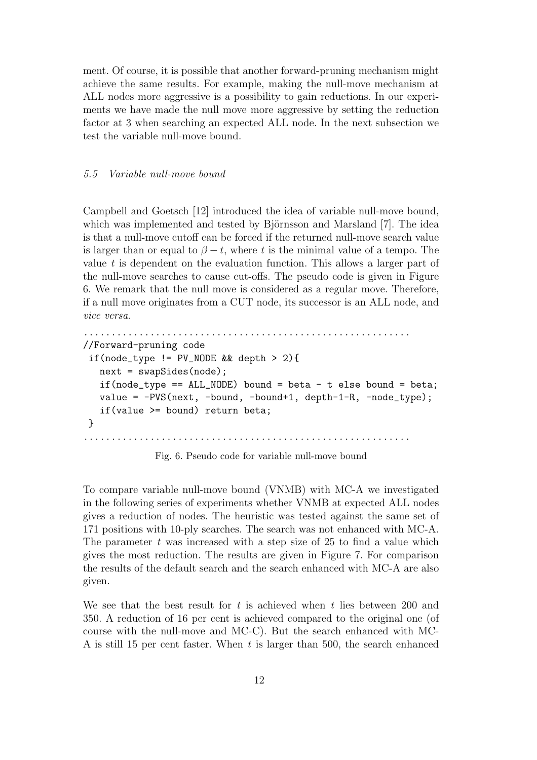ment. Of course, it is possible that another forward-pruning mechanism might achieve the same results. For example, making the null-move mechanism at ALL nodes more aggressive is a possibility to gain reductions. In our experiments we have made the null move more aggressive by setting the reduction factor at 3 when searching an expected ALL node. In the next subsection we test the variable null-move bound.

### *5.5 Variable null-move bound*

Campbell and Goetsch [12] introduced the idea of variable null-move bound, which was implemented and tested by Björnsson and Marsland [7]. The idea is that a null-move cutoff can be forced if the returned null-move search value is larger than or equal to $\beta - t$, where $t$ is the minimal value of a tempo. The value $t$ is dependent on the evaluation function. This allows a larger part of the null-move searches to cause cut-offs. The pseudo code is given in Figure 6. We remark that the null move is considered as a regular move. Therefore, if a null move originates from a CUT node, its successor is an ALL node, and *vice versa*.

```
..........................................................
//Forward-pruning code
 if(node_type != PV_NODE && depth > 2){
   next = swapSides(node);
   if(node_type == ALL_NODE) bound = beta - t else bound = beta;
   value = -PVS(next, -bound, -bound+1, depth-1-R, -node_type);
   if(value >= bound) return beta;
 }
..........................................................
```

Fig. 6. Pseudo code for variable null-move bound

To compare variable null-move bound (VNMB) with MC-A we investigated in the following series of experiments whether VNMB at expected ALL nodes gives a reduction of nodes. The heuristic was tested against the same set of 171 positions with 10-ply searches. The search was not enhanced with MC-A. The parameter $t$ was increased with a step size of 25 to find a value which gives the most reduction. The results are given in Figure 7. For comparison the results of the default search and the search enhanced with MC-A are also given.

We see that the best result for $t$ is achieved when $t$ lies between 200 and 350. A reduction of 16 per cent is achieved compared to the original one (of course with the null-move and MC-C). But the search enhanced with MC-A is still 15 per cent faster. When $t$ is larger than 500, the search enhanced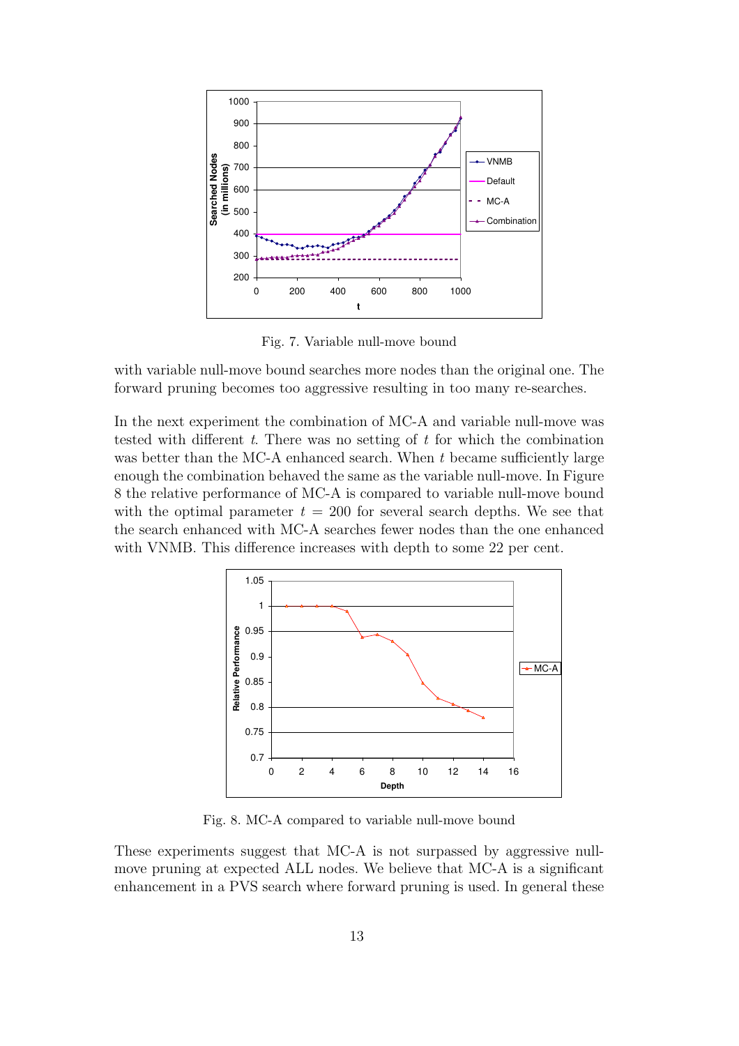Fig. 7. Variable null-move bound

with variable null-move bound searches more nodes than the original one. The forward pruning becomes too aggressive resulting in too many re-searches.

In the next experiment the combination of MC-A and variable null-move was tested with different $t$. There was no setting of $t$ for which the combination was better than the MC-A enhanced search. When $t$ became sufficiently large enough the combination behaved the same as the variable null-move. In Figure 8 the relative performance of MC-A is compared to variable null-move bound with the optimal parameter $t = 200$ for several search depths. We see that the search enhanced with MC-A searches fewer nodes than the one enhanced with VNMB. This difference increases with depth to some 22 per cent.

Fig. 8. MC-A compared to variable null-move bound

These experiments suggest that MC-A is not surpassed by aggressive null-move pruning at expected ALL nodes. We believe that MC-A is a significant enhancement in a PVS search where forward pruning is used. In general these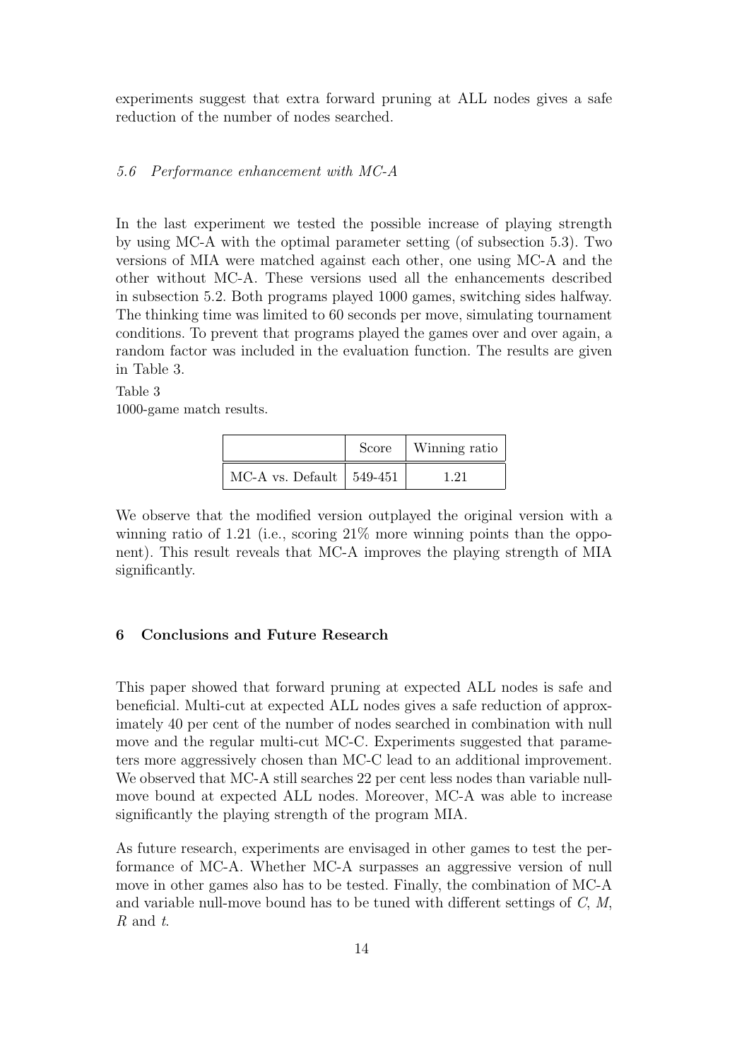experiments suggest that extra forward pruning at ALL nodes gives a safe reduction of the number of nodes searched.

### *5.6 Performance enhancement with MC-A*

In the last experiment we tested the possible increase of playing strength by using MC-A with the optimal parameter setting (of subsection 5.3). Two versions of MIA were matched against each other, one using MC-A and the other without MC-A. These versions used all the enhancements described in subsection 5.2. Both programs played 1000 games, switching sides halfway. The thinking time was limited to 60 seconds per move, simulating tournament conditions. To prevent that programs played the games over and over again, a random factor was included in the evaluation function. The results are given in Table 3.

Table 3
1000-game match results.

| | Score | Winning ratio |
|---|---|---|
| MC-A vs. Default | 549-451 | 1.21 |

We observe that the modified version outplayed the original version with a winning ratio of 1.21 (i.e., scoring 21% more winning points than the opponent). This result reveals that MC-A improves the playing strength of MIA significantly.

## 6 Conclusions and Future Research

This paper showed that forward pruning at expected ALL nodes is safe and beneficial. Multi-cut at expected ALL nodes gives a safe reduction of approximately 40 per cent of the number of nodes searched in combination with null move and the regular multi-cut MC-C. Experiments suggested that parameters more aggressively chosen than MC-C lead to an additional improvement. We observed that MC-A still searches 22 per cent less nodes than variable null-move bound at expected ALL nodes. Moreover, MC-A was able to increase significantly the playing strength of the program MIA.

As future research, experiments are envisaged in other games to test the performance of MC-A. Whether MC-A surpasses an aggressive version of null move in other games also has to be tested. Finally, the combination of MC-A and variable null-move bound has to be tuned with different settings of $C$, $M$, $R$ and $t$.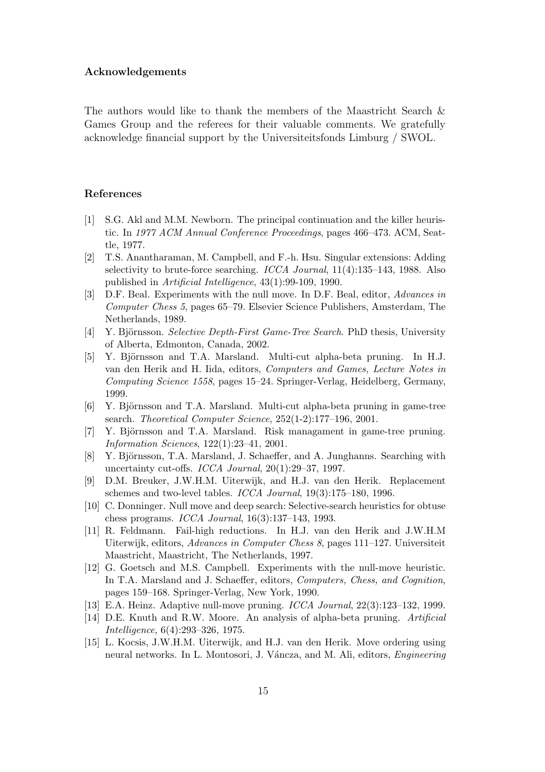### Acknowledgements

The authors would like to thank the members of the Maastricht Search & Games Group and the referees for their valuable comments. We gratefully acknowledge financial support by the Universiteitsfonds Limburg / SWOL.

### References

[1] S.G. Akl and M.M. Newborn. The principal continuation and the killer heuristic. In *1977 ACM Annual Conference Proceedings*, pages 466–473. ACM, Seattle, 1977.

[2] T.S. Anantharaman, M. Campbell, and F.-h. Hsu. Singular extensions: Adding selectivity to brute-force searching. *ICCA Journal*, 11(4):135–143, 1988. Also published in *Artificial Intelligence*, 43(1):99-109, 1990.

[3] D.F. Beal. Experiments with the null move. In D.F. Beal, editor, *Advances in Computer Chess 5*, pages 65–79. Elsevier Science Publishers, Amsterdam, The Netherlands, 1989.

[4] Y. Björnsson. *Selective Depth-First Game-Tree Search*. PhD thesis, University of Alberta, Edmonton, Canada, 2002.

[5] Y. Björnsson and T.A. Marsland. Multi-cut alpha-beta pruning. In H.J. van den Herik and H. Iida, editors, *Computers and Games, Lecture Notes in Computing Science 1558*, pages 15–24. Springer-Verlag, Heidelberg, Germany, 1999.

[6] Y. Björnsson and T.A. Marsland. Multi-cut alpha-beta pruning in game-tree search. *Theoretical Computer Science*, 252(1-2):177–196, 2001.

[7] Y. Björnsson and T.A. Marsland. Risk managament in game-tree pruning. *Information Sciences*, 122(1):23–41, 2001.

[8] Y. Björnsson, T.A. Marsland, J. Schaeffer, and A. Junghanns. Searching with uncertainty cut-offs. *ICCA Journal*, 20(1):29–37, 1997.

[9] D.M. Breuker, J.W.H.M. Uiterwijk, and H.J. van den Herik. Replacement schemes and two-level tables. *ICCA Journal*, 19(3):175–180, 1996.

[10] C. Donninger. Null move and deep search: Selective-search heuristics for obtuse chess programs. *ICCA Journal*, 16(3):137–143, 1993.

[11] R. Feldmann. Fail-high reductions. In H.J. van den Herik and J.W.H.M Uiterwijk, editors, *Advances in Computer Chess 8*, pages 111–127. Universiteit Maastricht, Maastricht, The Netherlands, 1997.

[12] G. Goetsch and M.S. Campbell. Experiments with the null-move heuristic. In T.A. Marsland and J. Schaeffer, editors, *Computers, Chess, and Cognition*, pages 159–168. Springer-Verlag, New York, 1990.

[13] E.A. Heinz. Adaptive null-move pruning. *ICCA Journal*, 22(3):123–132, 1999.

[14] D.E. Knuth and R.W. Moore. An analysis of alpha-beta pruning. *Artificial Intelligence*, 6(4):293–326, 1975.

[15] L. Kocsis, J.W.H.M. Uiterwijk, and H.J. van den Herik. Move ordering using neural networks. In L. Montosori, J. Váncza, and M. Ali, editors, *Engineering*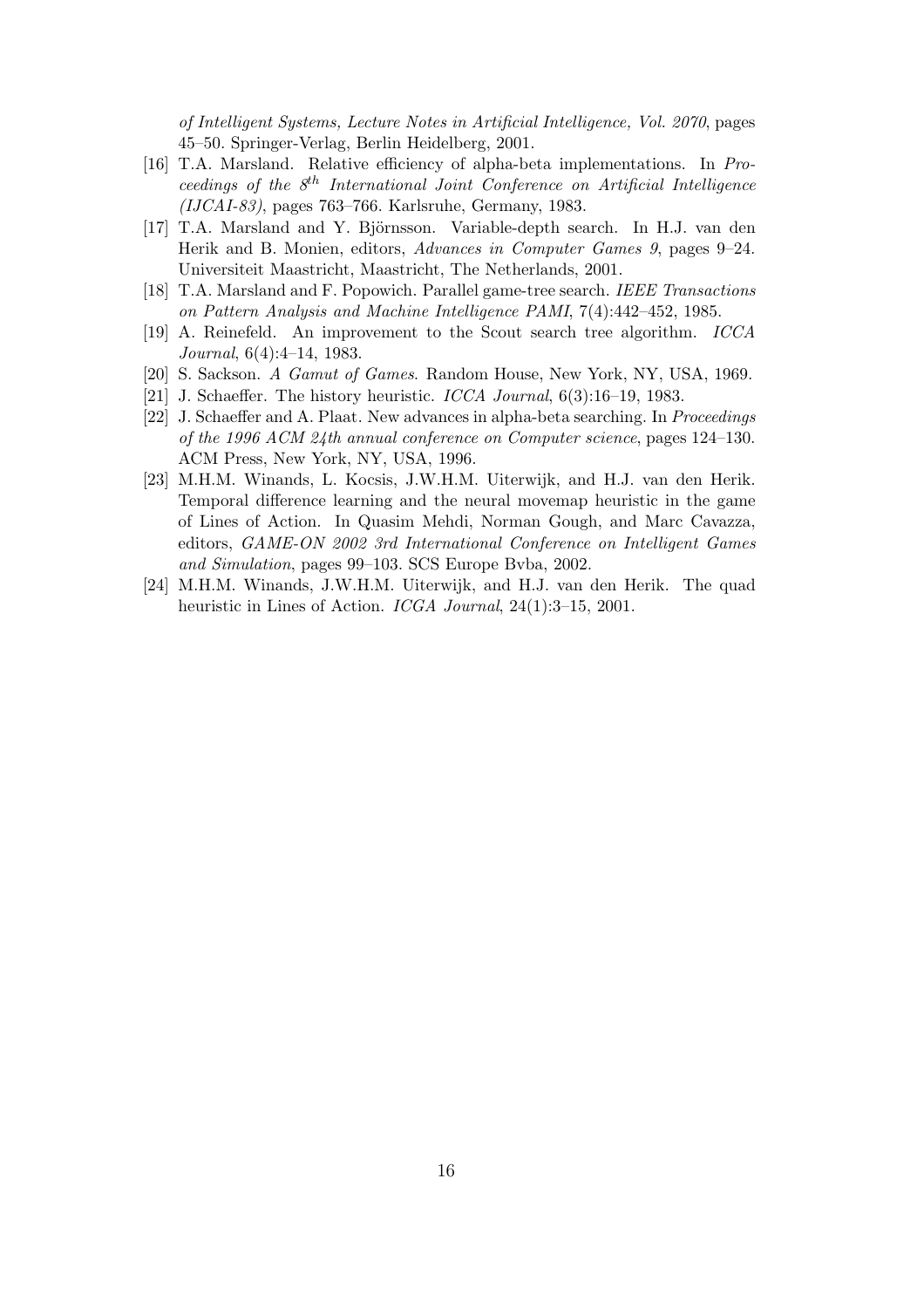*of Intelligent Systems, Lecture Notes in Artificial Intelligence, Vol. 2070*, pages 45–50. Springer-Verlag, Berlin Heidelberg, 2001.

[16] T.A. Marsland. Relative efficiency of alpha-beta implementations. In *Proceedings of the 8^th International Joint Conference on Artificial Intelligence (IJCAI-83)*, pages 763–766. Karlsruhe, Germany, 1983.

[17] T.A. Marsland and Y. Björnsson. Variable-depth search. In H.J. van den Herik and B. Monien, editors, *Advances in Computer Games 9*, pages 9–24. Universiteit Maastricht, Maastricht, The Netherlands, 2001.

[18] T.A. Marsland and F. Popowich. Parallel game-tree search. *IEEE Transactions on Pattern Analysis and Machine Intelligence PAMI*, 7(4):442–452, 1985.

[19] A. Reinefeld. An improvement to the Scout search tree algorithm. *ICCA Journal*, 6(4):4–14, 1983.

[20] S. Sackson. *A Gamut of Games*. Random House, New York, NY, USA, 1969.

[21] J. Schaeffer. The history heuristic. *ICCA Journal*, 6(3):16–19, 1983.

[22] J. Schaeffer and A. Plaat. New advances in alpha-beta searching. In *Proceedings of the 1996 ACM 24th annual conference on Computer science*, pages 124–130. ACM Press, New York, NY, USA, 1996.

[23] M.H.M. Winands, L. Kocsis, J.W.H.M. Uiterwijk, and H.J. van den Herik. Temporal difference learning and the neural movemap heuristic in the game of Lines of Action. In Quasim Mehdi, Norman Gough, and Marc Cavazza, editors, *GAME-ON 2002 3rd International Conference on Intelligent Games and Simulation*, pages 99–103. SCS Europe Bvba, 2002.

[24] M.H.M. Winands, J.W.H.M. Uiterwijk, and H.J. van den Herik. The quad heuristic in Lines of Action. *ICGA Journal*, 24(1):3–15, 2001.